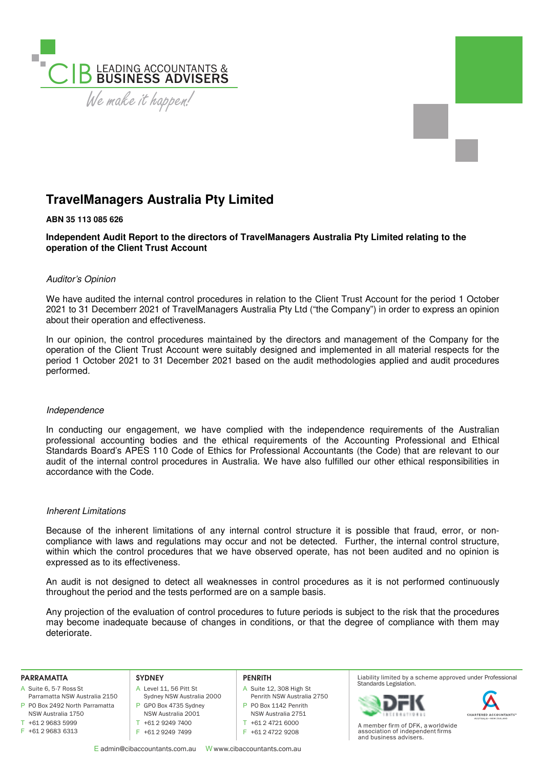CIB LEADING ACCOUNTANTS & BUSINESS ADVISERS

*We make it happen!*

# TravelManagers Australia Pty Limited

**ABN 35 113 085 626**

**Independent Audit Report to the directors of TravelManagers Australia Pty Limited relating to the operation of the Client Trust Account**

*Auditor's Opinion*

We have audited the internal control procedures in relation to the Client Trust Account for the period 1 October 2021 to 31 Decemberr 2021 of TravelManagers Australia Pty Ltd ("the Company") in order to express an opinion about their operation and effectiveness.

In our opinion, the control procedures maintained by the directors and management of the Company for the operation of the Client Trust Account were suitably designed and implemented in all material respects for the period 1 October 2021 to 31 December 2021 based on the audit methodologies applied and audit procedures performed.

*Independence*

In conducting our engagement, we have complied with the independence requirements of the Australian professional accounting bodies and the ethical requirements of the Accounting Professional and Ethical Standards Board's APES 110 Code of Ethics for Professional Accountants (the Code) that are relevant to our audit of the internal control procedures in Australia. We have also fulfilled our other ethical responsibilities in accordance with the Code.

*Inherent Limitations*

Because of the inherent limitations of any internal control structure it is possible that fraud, error, or non-compliance with laws and regulations may occur and not be detected. Further, the internal control structure, within which the control procedures that we have observed operate, has not been audited and no opinion is expressed as to its effectiveness.

An audit is not designed to detect all weaknesses in control procedures as it is not performed continuously throughout the period and the tests performed are on a sample basis.

Any projection of the evaluation of control procedures to future periods is subject to the risk that the procedures may become inadequate because of changes in conditions, or that the degree of compliance with them may deteriorate.

**PARRAMATTA**
A Suite 6, 5-7 Ross St Parramatta NSW Australia 2150
P PO Box 2492 North Parramatta NSW Australia 1750
T +61 2 9683 5999
F +61 2 9683 6313

**SYDNEY**
A Level 11, 56 Pitt St Sydney NSW Australia 2000
P GPO Box 4735 Sydney NSW Australia 2001
T +61 2 9249 7400
F +61 2 9249 7499

**PENRITH**
A Suite 12, 308 High St Penrith NSW Australia 2750
P PO Box 1142 Penrith NSW Australia 2751
T +61 2 4721 6000
F +61 2 4722 9208

Liability limited by a scheme approved under Professional Standards Legislation.

A member firm of DFK, a worldwide association of independent firms and business advisers.

E admin@cibaccountants.com.au W www.cibaccountants.com.au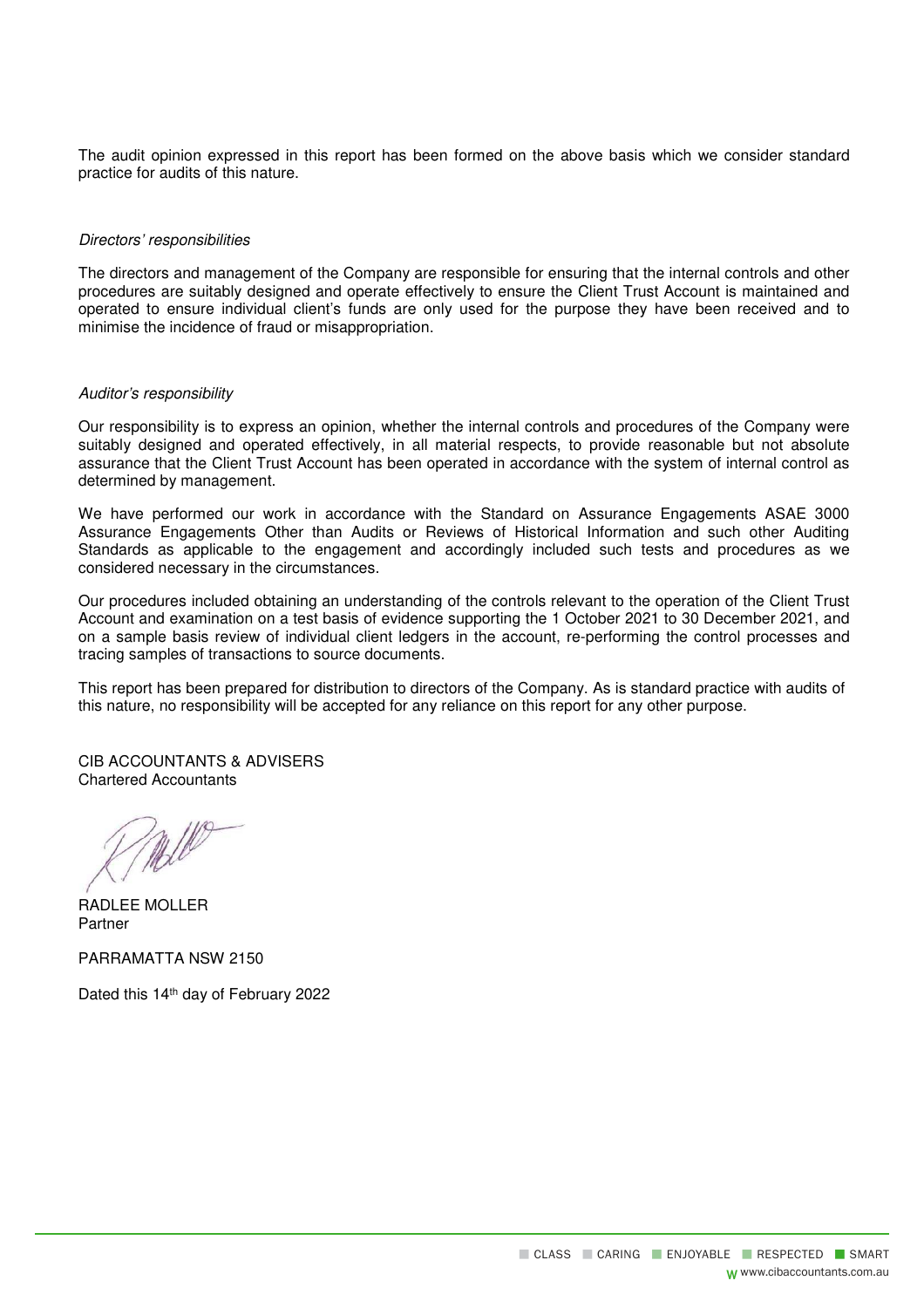The audit opinion expressed in this report has been formed on the above basis which we consider standard practice for audits of this nature.

*Directors' responsibilities*

The directors and management of the Company are responsible for ensuring that the internal controls and other procedures are suitably designed and operate effectively to ensure the Client Trust Account is maintained and operated to ensure individual client's funds are only used for the purpose they have been received and to minimise the incidence of fraud or misappropriation.

*Auditor's responsibility*

Our responsibility is to express an opinion, whether the internal controls and procedures of the Company were suitably designed and operated effectively, in all material respects, to provide reasonable but not absolute assurance that the Client Trust Account has been operated in accordance with the system of internal control as determined by management.

We have performed our work in accordance with the Standard on Assurance Engagements ASAE 3000 Assurance Engagements Other than Audits or Reviews of Historical Information and such other Auditing Standards as applicable to the engagement and accordingly included such tests and procedures as we considered necessary in the circumstances.

Our procedures included obtaining an understanding of the controls relevant to the operation of the Client Trust Account and examination on a test basis of evidence supporting the 1 October 2021 to 30 December 2021, and on a sample basis review of individual client ledgers in the account, re-performing the control processes and tracing samples of transactions to source documents.

This report has been prepared for distribution to directors of the Company. As is standard practice with audits of this nature, no responsibility will be accepted for any reliance on this report for any other purpose.

CIB ACCOUNTANTS & ADVISERS
Chartered Accountants

RADLEE MOLLER
Partner

PARRAMATTA NSW 2150

Dated this 14th day of February 2022